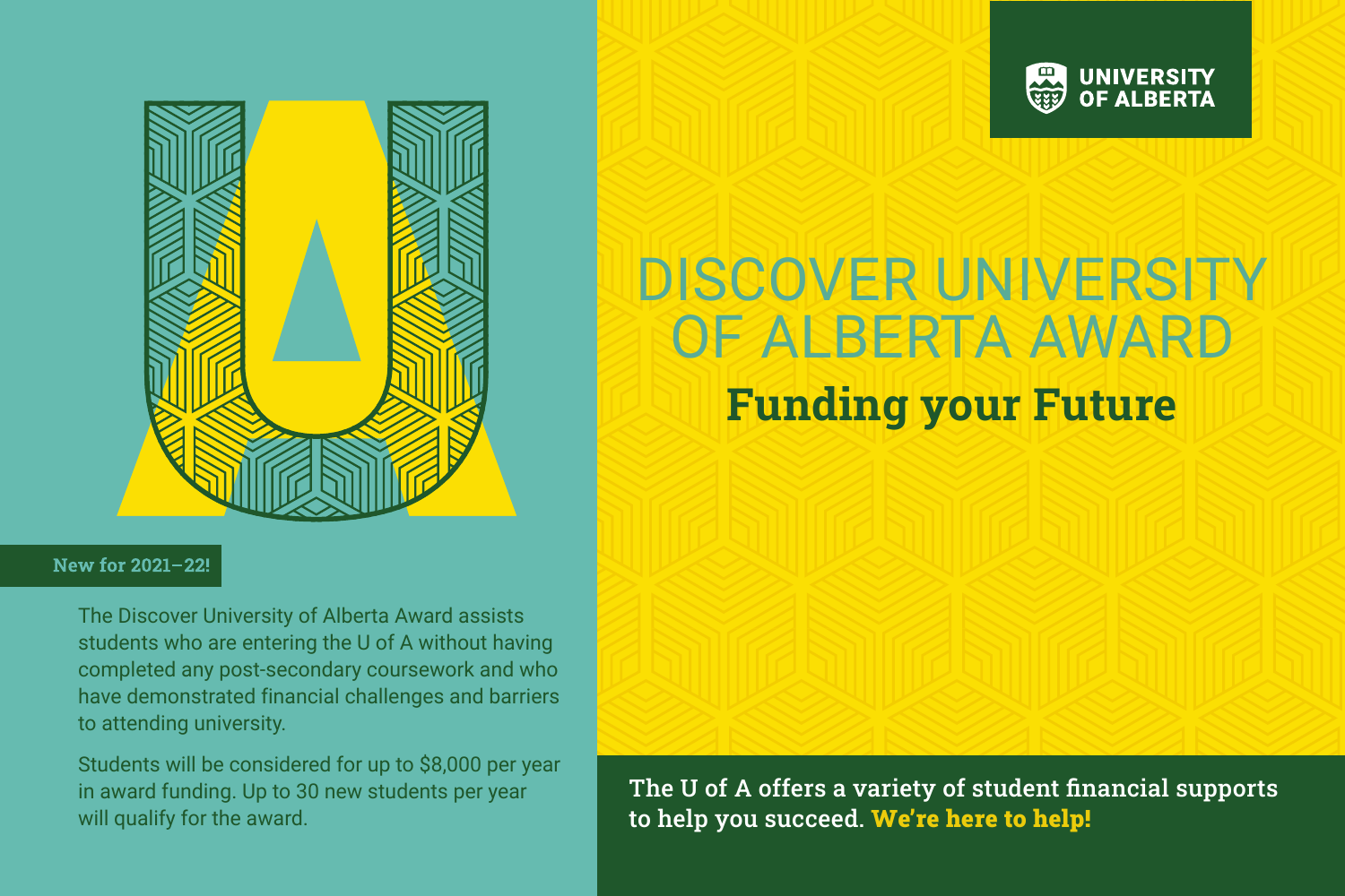UNIVERSITY OF ALBERTA

# DISCOVER UNIVERSITY OF ALBERTA AWARD

## Funding your Future

**New for 2021–22!**

The Discover University of Alberta Award assists students who are entering the U of A without having completed any post-secondary coursework and who have demonstrated financial challenges and barriers to attending university.

Students will be considered for up to $8,000 per year in award funding. Up to 30 new students per year will qualify for the award.

The U of A offers a variety of student financial supports to help you succeed. **We're here to help!**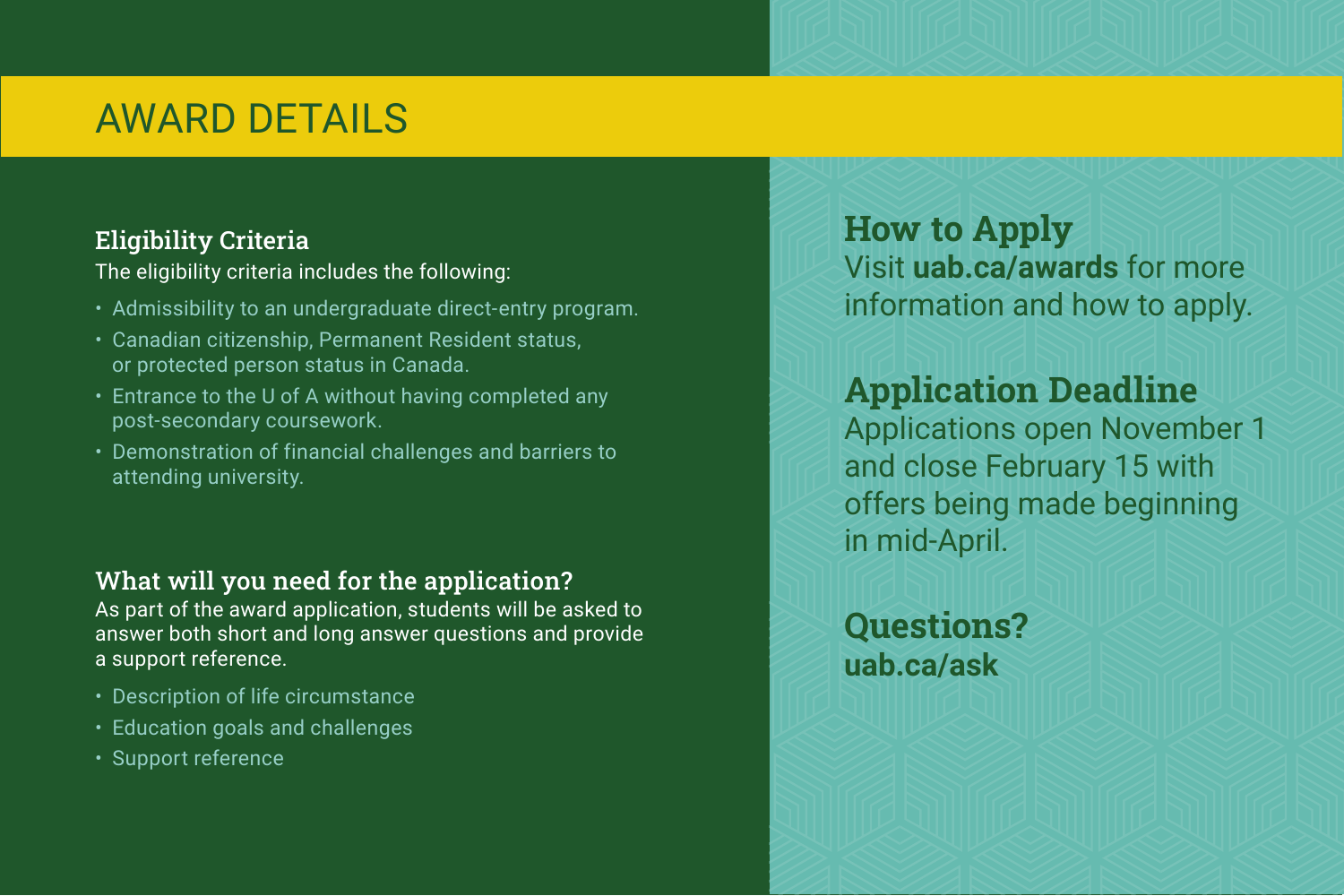# AWARD DETAILS

## Eligibility Criteria

The eligibility criteria includes the following:

- Admissibility to an undergraduate direct-entry program.
- Canadian citizenship, Permanent Resident status, or protected person status in Canada.
- Entrance to the U of A without having completed any post-secondary coursework.
- Demonstration of financial challenges and barriers to attending university.

## What will you need for the application?

As part of the award application, students will be asked to answer both short and long answer questions and provide a support reference.

- Description of life circumstance
- Education goals and challenges
- Support reference

## How to Apply

Visit **uab.ca/awards** for more information and how to apply.

## Application Deadline

Applications open November 1 and close February 15 with offers being made beginning in mid-April.

## Questions?

**uab.ca/ask**